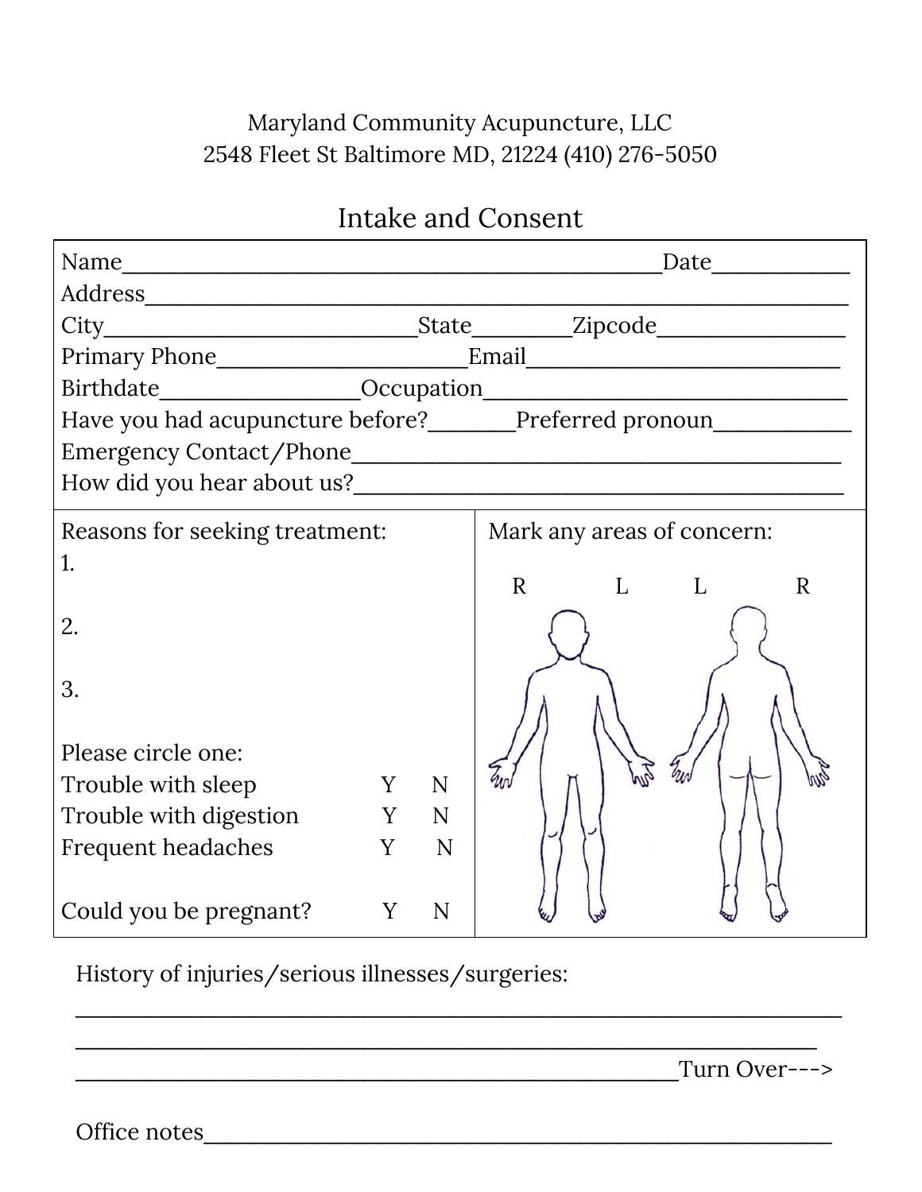Maryland Community Acupuncture, LLC
2548 Fleet St Baltimore MD, 21224 (410) 276-5050

# Intake and Consent

Name_____________________________________________Date___________
Address__________________________________________________________
City__________________________State________Zipcode________________
Primary Phone______________________Email___________________________
Birthdate_________________Occupation______________________________
Have you had acupuncture before?_______Preferred pronoun___________
Emergency Contact/Phone__________________________________________
How did you hear about us?_________________________________________

Reasons for seeking treatment:

1.

2.

3.

Please circle one:

| | | |
|---|---|---|
| Trouble with sleep | Y | N |
| Trouble with digestion | Y | N |
| Frequent headaches | Y | N |
| Could you be pregnant? | Y | N |

Mark any areas of concern:

R L L R

History of injuries/serious illnesses/surgeries:

_________________________________________________________________

_______________________________________________________________

___________________________________________________Turn Over--->

Office notes________________________________________________________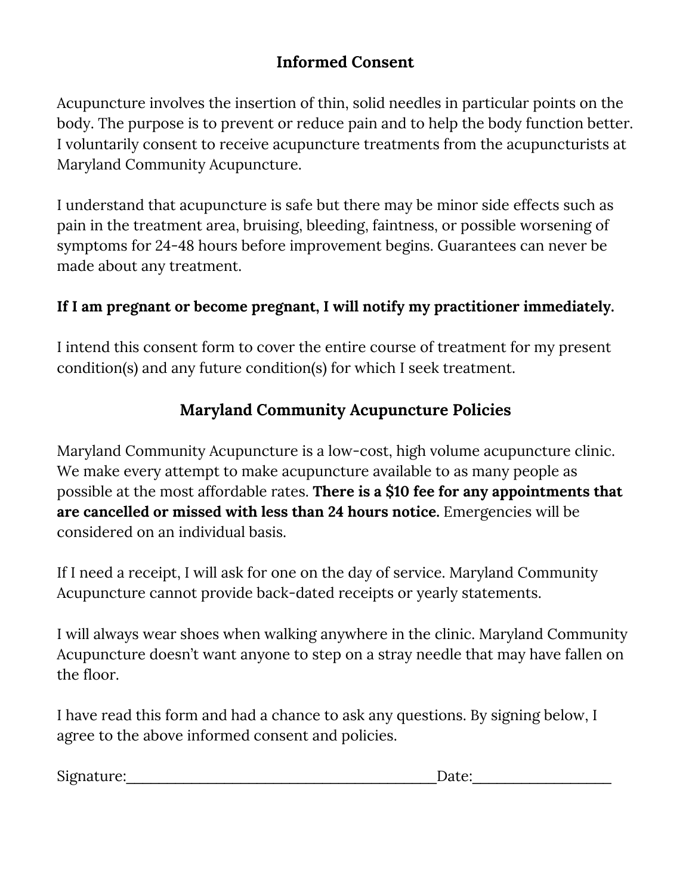## Informed Consent

Acupuncture involves the insertion of thin, solid needles in particular points on the body. The purpose is to prevent or reduce pain and to help the body function better. I voluntarily consent to receive acupuncture treatments from the acupuncturists at Maryland Community Acupuncture.

I understand that acupuncture is safe but there may be minor side effects such as pain in the treatment area, bruising, bleeding, faintness, or possible worsening of symptoms for 24-48 hours before improvement begins. Guarantees can never be made about any treatment.

**If I am pregnant or become pregnant, I will notify my practitioner immediately.**

I intend this consent form to cover the entire course of treatment for my present condition(s) and any future condition(s) for which I seek treatment.

## Maryland Community Acupuncture Policies

Maryland Community Acupuncture is a low-cost, high volume acupuncture clinic. We make every attempt to make acupuncture available to as many people as possible at the most affordable rates. **There is a $10 fee for any appointments that are cancelled or missed with less than 24 hours notice.** Emergencies will be considered on an individual basis.

If I need a receipt, I will ask for one on the day of service. Maryland Community Acupuncture cannot provide back-dated receipts or yearly statements.

I will always wear shoes when walking anywhere in the clinic. Maryland Community Acupuncture doesn't want anyone to step on a stray needle that may have fallen on the floor.

I have read this form and had a chance to ask any questions. By signing below, I agree to the above informed consent and policies.

Signature:_______________________________________Date:_________________